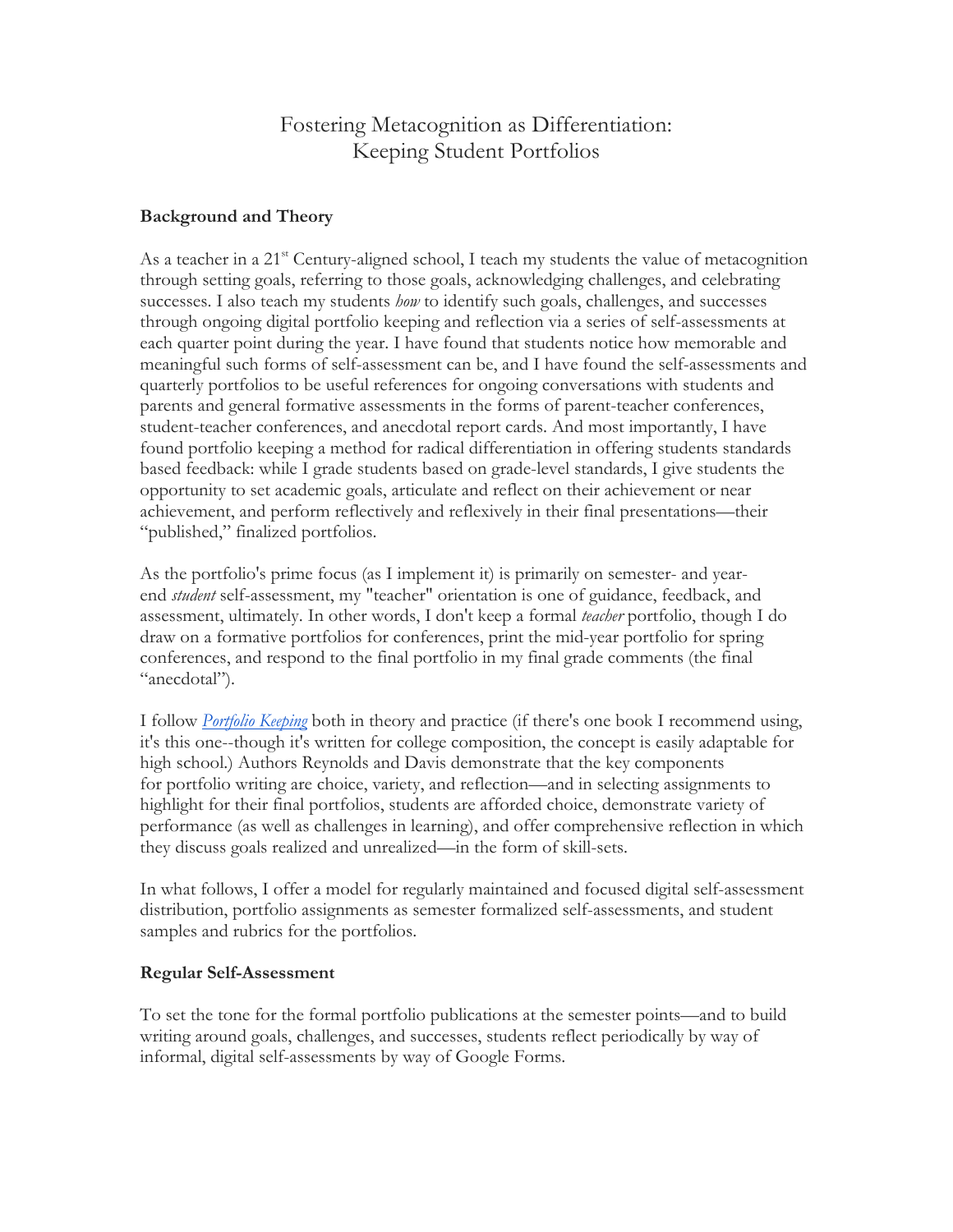# Fostering Metacognition as Differentiation: Keeping Student Portfolios

## Background and Theory

As a teacher in a 21st Century-aligned school, I teach my students the value of metacognition through setting goals, referring to those goals, acknowledging challenges, and celebrating successes. I also teach my students *how* to identify such goals, challenges, and successes through ongoing digital portfolio keeping and reflection via a series of self-assessments at each quarter point during the year. I have found that students notice how memorable and meaningful such forms of self-assessment can be, and I have found the self-assessments and quarterly portfolios to be useful references for ongoing conversations with students and parents and general formative assessments in the forms of parent-teacher conferences, student-teacher conferences, and anecdotal report cards. And most importantly, I have found portfolio keeping a method for radical differentiation in offering students standards based feedback: while I grade students based on grade-level standards, I give students the opportunity to set academic goals, articulate and reflect on their achievement or near achievement, and perform reflectively and reflexively in their final presentations—their "published," finalized portfolios.

As the portfolio's prime focus (as I implement it) is primarily on semester- and year-end *student* self-assessment, my "teacher" orientation is one of guidance, feedback, and assessment, ultimately. In other words, I don't keep a formal *teacher* portfolio, though I do draw on a formative portfolios for conferences, print the mid-year portfolio for spring conferences, and respond to the final portfolio in my final grade comments (the final "anecdotal").

I follow *Portfolio Keeping* both in theory and practice (if there's one book I recommend using, it's this one--though it's written for college composition, the concept is easily adaptable for high school.) Authors Reynolds and Davis demonstrate that the key components for portfolio writing are choice, variety, and reflection—and in selecting assignments to highlight for their final portfolios, students are afforded choice, demonstrate variety of performance (as well as challenges in learning), and offer comprehensive reflection in which they discuss goals realized and unrealized—in the form of skill-sets.

In what follows, I offer a model for regularly maintained and focused digital self-assessment distribution, portfolio assignments as semester formalized self-assessments, and student samples and rubrics for the portfolios.

## Regular Self-Assessment

To set the tone for the formal portfolio publications at the semester points—and to build writing around goals, challenges, and successes, students reflect periodically by way of informal, digital self-assessments by way of Google Forms.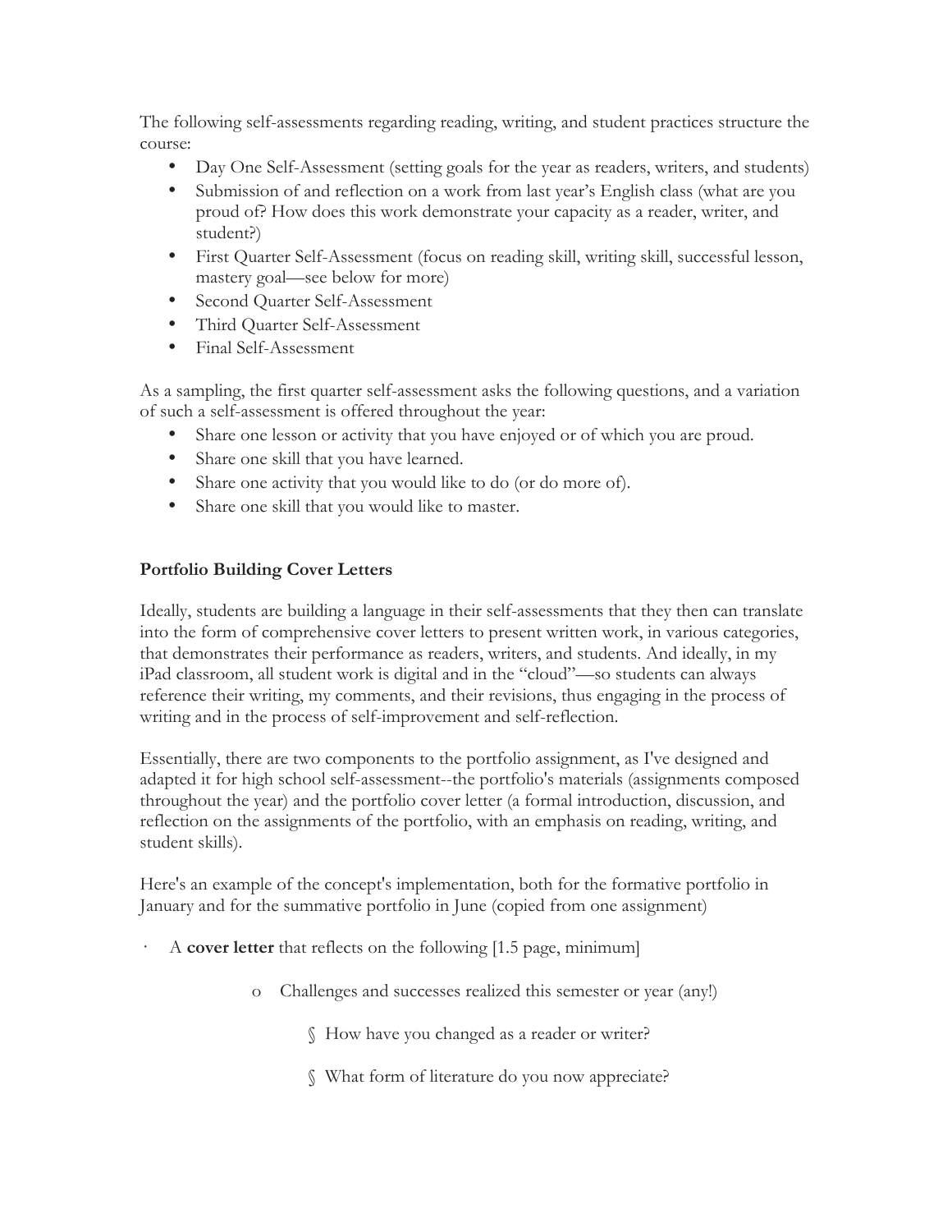The following self-assessments regarding reading, writing, and student practices structure the course:

- Day One Self-Assessment (setting goals for the year as readers, writers, and students)
- Submission of and reflection on a work from last year's English class (what are you proud of? How does this work demonstrate your capacity as a reader, writer, and student?)
- First Quarter Self-Assessment (focus on reading skill, writing skill, successful lesson, mastery goal—see below for more)
- Second Quarter Self-Assessment
- Third Quarter Self-Assessment
- Final Self-Assessment

As a sampling, the first quarter self-assessment asks the following questions, and a variation of such a self-assessment is offered throughout the year:

- Share one lesson or activity that you have enjoyed or of which you are proud.
- Share one skill that you have learned.
- Share one activity that you would like to do (or do more of).
- Share one skill that you would like to master.

**Portfolio Building Cover Letters**

Ideally, students are building a language in their self-assessments that they then can translate into the form of comprehensive cover letters to present written work, in various categories, that demonstrates their performance as readers, writers, and students. And ideally, in my iPad classroom, all student work is digital and in the "cloud"—so students can always reference their writing, my comments, and their revisions, thus engaging in the process of writing and in the process of self-improvement and self-reflection.

Essentially, there are two components to the portfolio assignment, as I've designed and adapted it for high school self-assessment--the portfolio's materials (assignments composed throughout the year) and the portfolio cover letter (a formal introduction, discussion, and reflection on the assignments of the portfolio, with an emphasis on reading, writing, and student skills).

Here's an example of the concept's implementation, both for the formative portfolio in January and for the summative portfolio in June (copied from one assignment)

- A **cover letter** that reflects on the following [1.5 page, minimum]
  - Challenges and successes realized this semester or year (any!)
    - How have you changed as a reader or writer?
    - What form of literature do you now appreciate?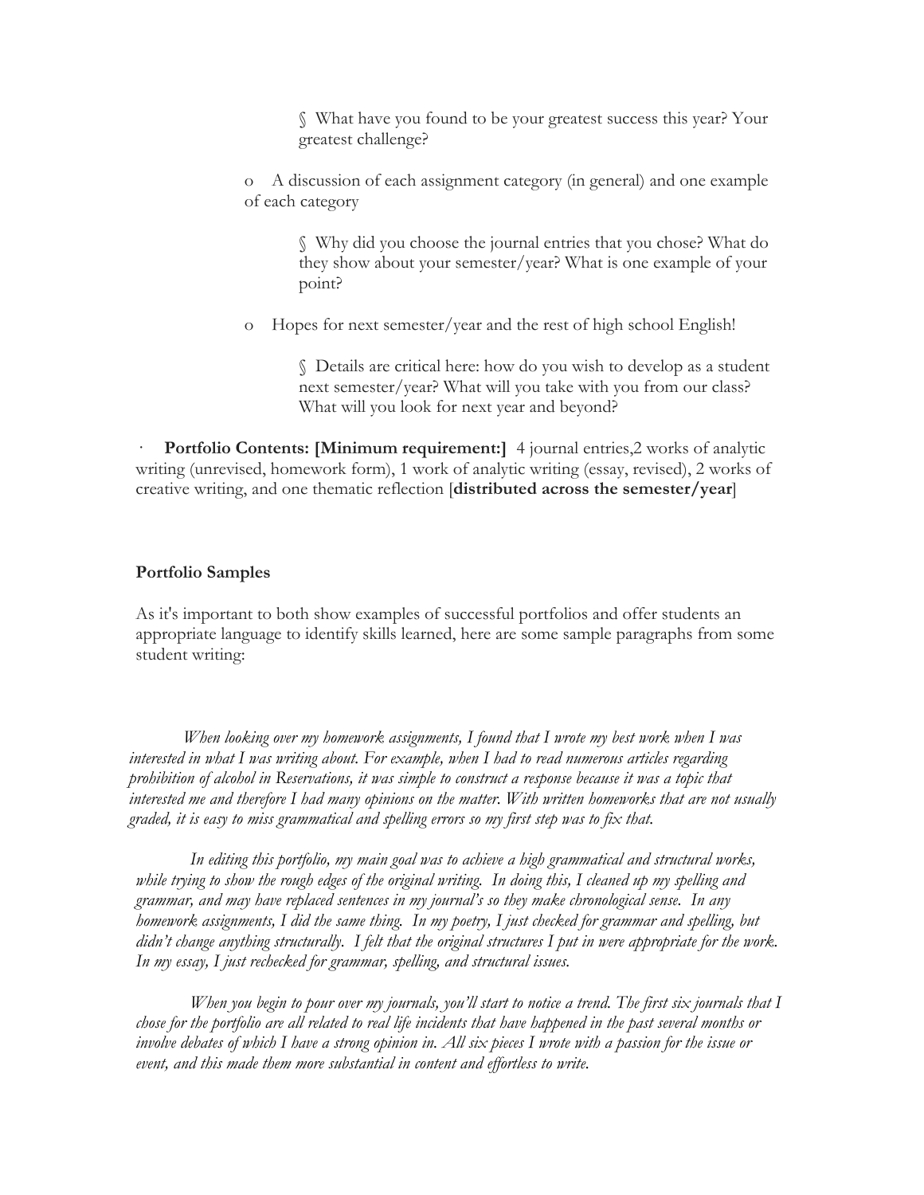§ What have you found to be your greatest success this year? Your greatest challenge?

o A discussion of each assignment category (in general) and one example of each category

§ Why did you choose the journal entries that you chose? What do they show about your semester/year? What is one example of your point?

o Hopes for next semester/year and the rest of high school English!

§ Details are critical here: how do you wish to develop as a student next semester/year? What will you take with you from our class? What will you look for next year and beyond?

· **Portfolio Contents: [Minimum requirement:]** 4 journal entries,2 works of analytic writing (unrevised, homework form), 1 work of analytic writing (essay, revised), 2 works of creative writing, and one thematic reflection [**distributed across the semester/year**]

**Portfolio Samples**

As it's important to both show examples of successful portfolios and offer students an appropriate language to identify skills learned, here are some sample paragraphs from some student writing:

*When looking over my homework assignments, I found that I wrote my best work when I was interested in what I was writing about. For example, when I had to read numerous articles regarding prohibition of alcohol in Reservations, it was simple to construct a response because it was a topic that interested me and therefore I had many opinions on the matter. With written homeworks that are not usually graded, it is easy to miss grammatical and spelling errors so my first step was to fix that.*

*In editing this portfolio, my main goal was to achieve a high grammatical and structural works, while trying to show the rough edges of the original writing. In doing this, I cleaned up my spelling and grammar, and may have replaced sentences in my journal's so they make chronological sense. In any homework assignments, I did the same thing. In my poetry, I just checked for grammar and spelling, but didn't change anything structurally. I felt that the original structures I put in were appropriate for the work. In my essay, I just rechecked for grammar, spelling, and structural issues.*

*When you begin to pour over my journals, you'll start to notice a trend. The first six journals that I chose for the portfolio are all related to real life incidents that have happened in the past several months or involve debates of which I have a strong opinion in. All six pieces I wrote with a passion for the issue or event, and this made them more substantial in content and effortless to write.*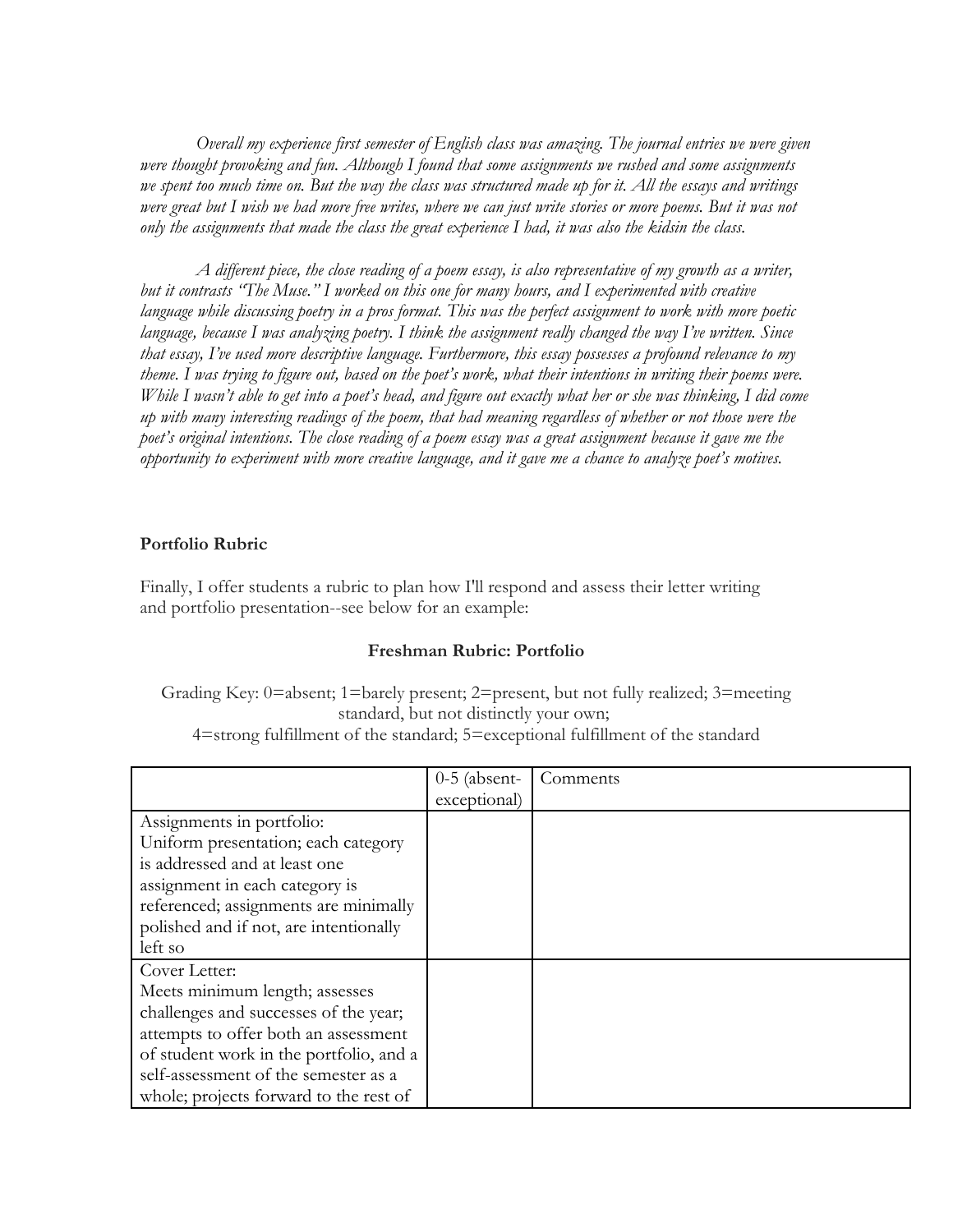*Overall my experience first semester of English class was amazing. The journal entries we were given were thought provoking and fun. Although I found that some assignments we rushed and some assignments we spent too much time on. But the way the class was structured made up for it. All the essays and writings were great but I wish we had more free writes, where we can just write stories or more poems. But it was not only the assignments that made the class the great experience I had, it was also the kidsin the class.*

*A different piece, the close reading of a poem essay, is also representative of my growth as a writer, but it contrasts "The Muse." I worked on this one for many hours, and I experimented with creative language while discussing poetry in a pros format. This was the perfect assignment to work with more poetic language, because I was analyzing poetry. I think the assignment really changed the way I've written. Since that essay, I've used more descriptive language. Furthermore, this essay possesses a profound relevance to my theme. I was trying to figure out, based on the poet's work, what their intentions in writing their poems were. While I wasn't able to get into a poet's head, and figure out exactly what her or she was thinking, I did come up with many interesting readings of the poem, that had meaning regardless of whether or not those were the poet's original intentions. The close reading of a poem essay was a great assignment because it gave me the opportunity to experiment with more creative language, and it gave me a chance to analyze poet's motives.*

**Portfolio Rubric**

Finally, I offer students a rubric to plan how I'll respond and assess their letter writing and portfolio presentation--see below for an example:

**Freshman Rubric: Portfolio**

Grading Key: 0=absent; 1=barely present; 2=present, but not fully realized; 3=meeting standard, but not distinctly your own;
4=strong fulfillment of the standard; 5=exceptional fulfillment of the standard

| | 0-5 (absent-exceptional) | Comments |
|---|---|---|
| Assignments in portfolio: Uniform presentation; each category is addressed and at least one assignment in each category is referenced; assignments are minimally polished and if not, are intentionally left so | | |
| Cover Letter: Meets minimum length; assesses challenges and successes of the year; attempts to offer both an assessment of student work in the portfolio, and a self-assessment of the semester as a whole; projects forward to the rest of | | |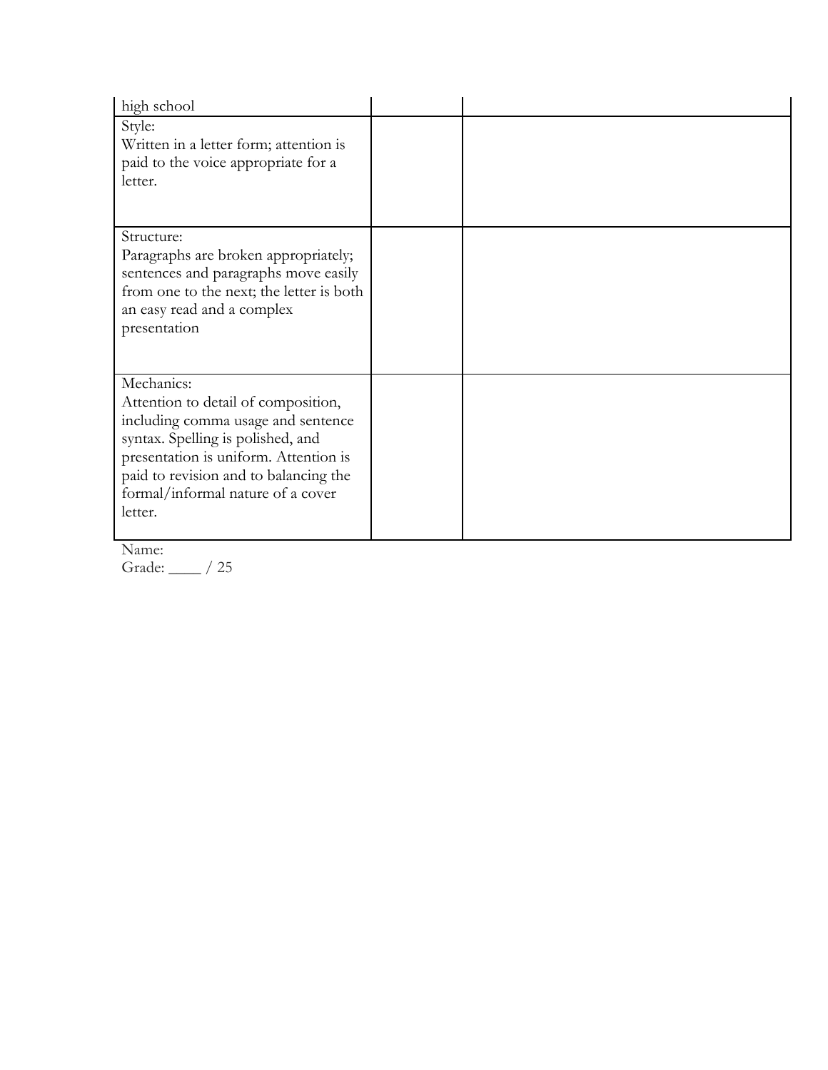| | | |
|---|---|---|
| high school | | |
| Style:<br>Written in a letter form; attention is paid to the voice appropriate for a letter. | | |
| Structure:<br>Paragraphs are broken appropriately; sentences and paragraphs move easily from one to the next; the letter is both an easy read and a complex presentation | | |
| Mechanics:<br>Attention to detail of composition, including comma usage and sentence syntax. Spelling is polished, and presentation is uniform. Attention is paid to revision and to balancing the formal/informal nature of a cover letter. | | |

Name:
Grade: ____ / 25